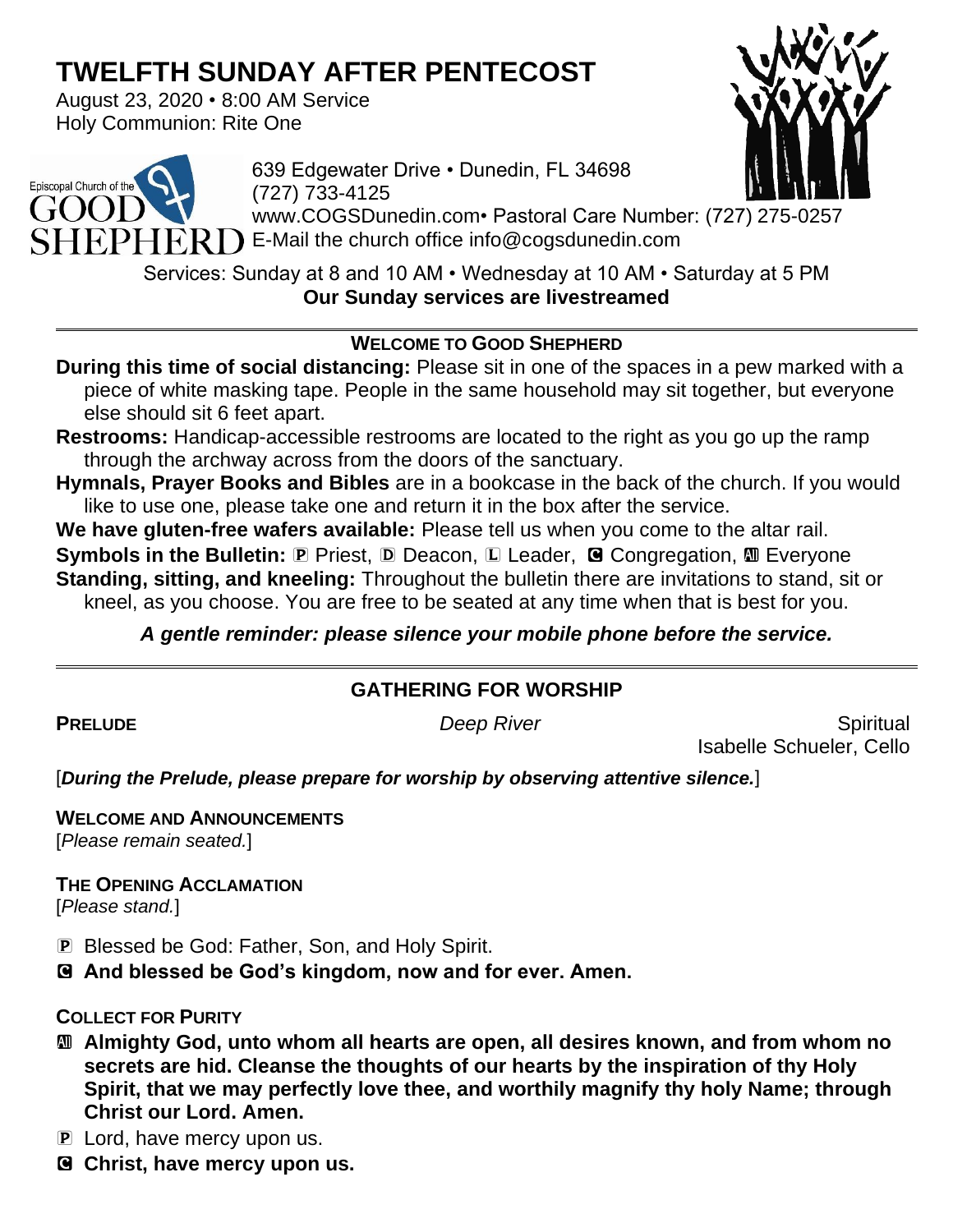# TWELFTH SUNDAY AFTER PENTECOST

August 23, 2020 • 8:00 AM Service
Holy Communion: Rite One

Episcopal Church of the GOOD SHEPHERD

639 Edgewater Drive • Dunedin, FL 34698
(727) 733-4125
www.COGSDunedin.com• Pastoral Care Number: (727) 275-0257
E-Mail the church office info@cogsdunedin.com

Services: Sunday at 8 and 10 AM • Wednesday at 10 AM • Saturday at 5 PM
**Our Sunday services are livestreamed**

---

### WELCOME TO GOOD SHEPHERD

**During this time of social distancing:** Please sit in one of the spaces in a pew marked with a piece of white masking tape. People in the same household may sit together, but everyone else should sit 6 feet apart.

**Restrooms:** Handicap-accessible restrooms are located to the right as you go up the ramp through the archway across from the doors of the sanctuary.

**Hymnals, Prayer Books and Bibles** are in a bookcase in the back of the church. If you would like to use one, please take one and return it in the box after the service.

**We have gluten-free wafers available:** Please tell us when you come to the altar rail.

**Symbols in the Bulletin:** Ⓟ Priest, Ⓓ Deacon, Ⓛ Leader, Ⓒ Congregation, Ⓐ Everyone

**Standing, sitting, and kneeling:** Throughout the bulletin there are invitations to stand, sit or kneel, as you choose. You are free to be seated at any time when that is best for you.

***A gentle reminder: please silence your mobile phone before the service.***

---

## GATHERING FOR WORSHIP

**PRELUDE** *Deep River* Spiritual
Isabelle Schueler, Cello

[***During the Prelude, please prepare for worship by observing attentive silence.***]

**WELCOME AND ANNOUNCEMENTS**
[*Please remain seated.*]

**THE OPENING ACCLAMATION**
[*Please stand.*]

Ⓟ Blessed be God: Father, Son, and Holy Spirit.
Ⓒ **And blessed be God's kingdom, now and for ever. Amen.**

**COLLECT FOR PURITY**

Ⓐ **Almighty God, unto whom all hearts are open, all desires known, and from whom no secrets are hid. Cleanse the thoughts of our hearts by the inspiration of thy Holy Spirit, that we may perfectly love thee, and worthily magnify thy holy Name; through Christ our Lord. Amen.**

Ⓟ Lord, have mercy upon us.
Ⓒ **Christ, have mercy upon us.**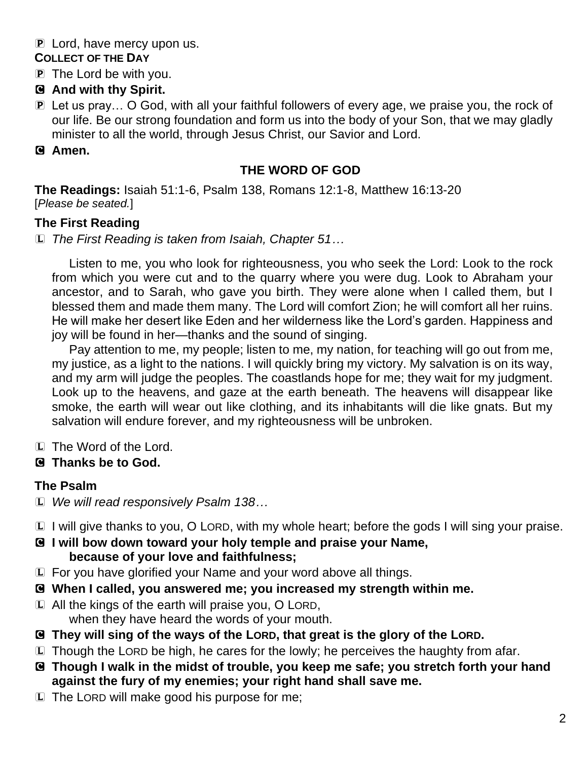P Lord, have mercy upon us.

**COLLECT OF THE DAY**

P The Lord be with you.

**C And with thy Spirit.**

P Let us pray… O God, with all your faithful followers of every age, we praise you, the rock of our life. Be our strong foundation and form us into the body of your Son, that we may gladly minister to all the world, through Jesus Christ, our Savior and Lord.

**C Amen.**

## THE WORD OF GOD

**The Readings:** Isaiah 51:1-6, Psalm 138, Romans 12:1-8, Matthew 16:13-20
[*Please be seated.*]

### The First Reading

L *The First Reading is taken from Isaiah, Chapter 51…*

Listen to me, you who look for righteousness, you who seek the Lord: Look to the rock from which you were cut and to the quarry where you were dug. Look to Abraham your ancestor, and to Sarah, who gave you birth. They were alone when I called them, but I blessed them and made them many. The Lord will comfort Zion; he will comfort all her ruins. He will make her desert like Eden and her wilderness like the Lord's garden. Happiness and joy will be found in her—thanks and the sound of singing.

Pay attention to me, my people; listen to me, my nation, for teaching will go out from me, my justice, as a light to the nations. I will quickly bring my victory. My salvation is on its way, and my arm will judge the peoples. The coastlands hope for me; they wait for my judgment. Look up to the heavens, and gaze at the earth beneath. The heavens will disappear like smoke, the earth will wear out like clothing, and its inhabitants will die like gnats. But my salvation will endure forever, and my righteousness will be unbroken.

L The Word of the Lord.

**C Thanks be to God.**

### The Psalm

L *We will read responsively Psalm 138…*

L I will give thanks to you, O LORD, with my whole heart; before the gods I will sing your praise.

**C I will bow down toward your holy temple and praise your Name, because of your love and faithfulness;**

L For you have glorified your Name and your word above all things.

**C When I called, you answered me; you increased my strength within me.**

L All the kings of the earth will praise you, O LORD, when they have heard the words of your mouth.

**C They will sing of the ways of the LORD, that great is the glory of the LORD.**

L Though the LORD be high, he cares for the lowly; he perceives the haughty from afar.

**C Though I walk in the midst of trouble, you keep me safe; you stretch forth your hand against the fury of my enemies; your right hand shall save me.**

L The LORD will make good his purpose for me;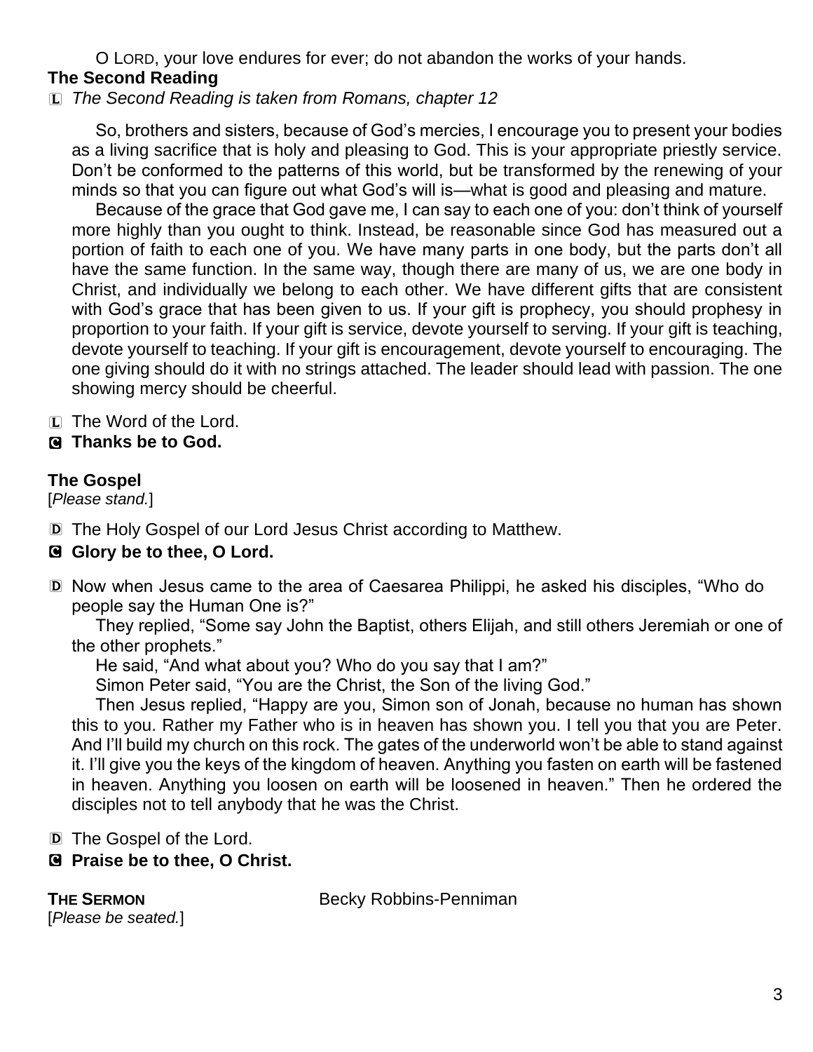O LORD, your love endures for ever; do not abandon the works of your hands.

**The Second Reading**

L *The Second Reading is taken from Romans, chapter 12*

So, brothers and sisters, because of God's mercies, I encourage you to present your bodies as a living sacrifice that is holy and pleasing to God. This is your appropriate priestly service. Don't be conformed to the patterns of this world, but be transformed by the renewing of your minds so that you can figure out what God's will is—what is good and pleasing and mature.

Because of the grace that God gave me, I can say to each one of you: don't think of yourself more highly than you ought to think. Instead, be reasonable since God has measured out a portion of faith to each one of you. We have many parts in one body, but the parts don't all have the same function. In the same way, though there are many of us, we are one body in Christ, and individually we belong to each other. We have different gifts that are consistent with God's grace that has been given to us. If your gift is prophecy, you should prophesy in proportion to your faith. If your gift is service, devote yourself to serving. If your gift is teaching, devote yourself to teaching. If your gift is encouragement, devote yourself to encouraging. The one giving should do it with no strings attached. The leader should lead with passion. The one showing mercy should be cheerful.

L The Word of the Lord.

C **Thanks be to God.**

**The Gospel**

[*Please stand.*]

D The Holy Gospel of our Lord Jesus Christ according to Matthew.

C **Glory be to thee, O Lord.**

D Now when Jesus came to the area of Caesarea Philippi, he asked his disciples, "Who do people say the Human One is?"

They replied, "Some say John the Baptist, others Elijah, and still others Jeremiah or one of the other prophets."

He said, "And what about you? Who do you say that I am?"

Simon Peter said, "You are the Christ, the Son of the living God."

Then Jesus replied, "Happy are you, Simon son of Jonah, because no human has shown this to you. Rather my Father who is in heaven has shown you. I tell you that you are Peter. And I'll build my church on this rock. The gates of the underworld won't be able to stand against it. I'll give you the keys of the kingdom of heaven. Anything you fasten on earth will be fastened in heaven. Anything you loosen on earth will be loosened in heaven." Then he ordered the disciples not to tell anybody that he was the Christ.

D The Gospel of the Lord.

C **Praise be to thee, O Christ.**

**THE SERMON** Becky Robbins-Penniman

[*Please be seated.*]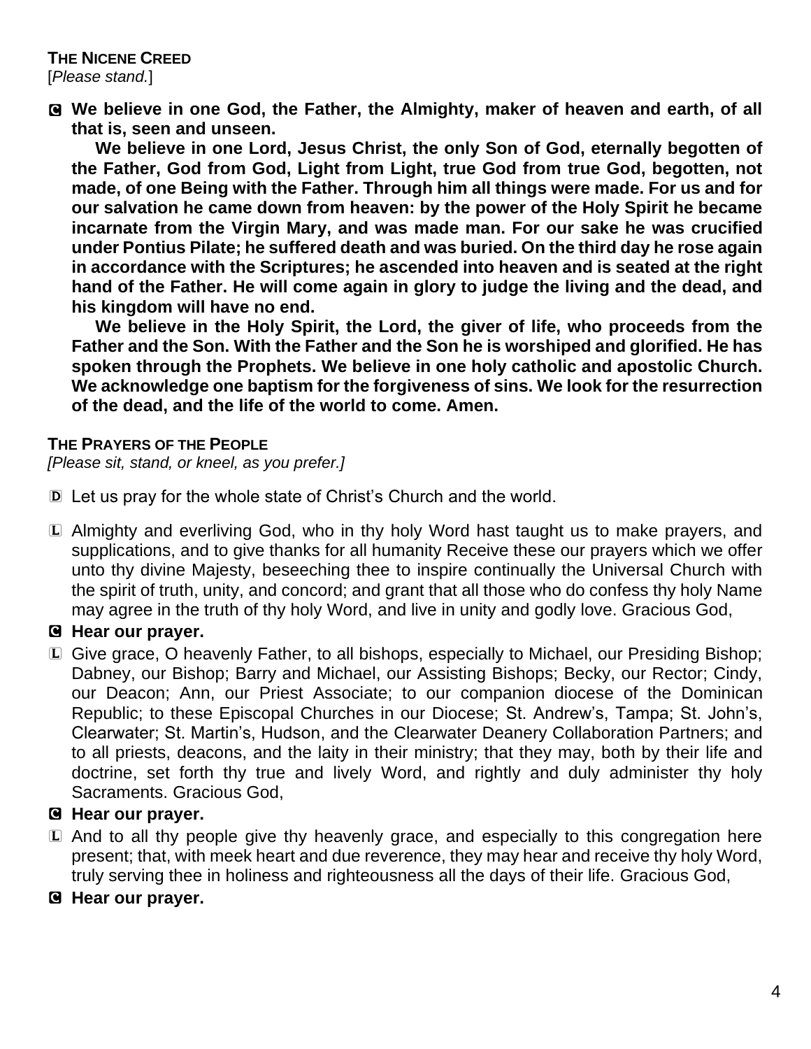**THE NICENE CREED**
[*Please stand.*]

C **We believe in one God, the Father, the Almighty, maker of heaven and earth, of all that is, seen and unseen.**

**We believe in one Lord, Jesus Christ, the only Son of God, eternally begotten of the Father, God from God, Light from Light, true God from true God, begotten, not made, of one Being with the Father. Through him all things were made. For us and for our salvation he came down from heaven: by the power of the Holy Spirit he became incarnate from the Virgin Mary, and was made man. For our sake he was crucified under Pontius Pilate; he suffered death and was buried. On the third day he rose again in accordance with the Scriptures; he ascended into heaven and is seated at the right hand of the Father. He will come again in glory to judge the living and the dead, and his kingdom will have no end.**

**We believe in the Holy Spirit, the Lord, the giver of life, who proceeds from the Father and the Son. With the Father and the Son he is worshiped and glorified. He has spoken through the Prophets. We believe in one holy catholic and apostolic Church. We acknowledge one baptism for the forgiveness of sins. We look for the resurrection of the dead, and the life of the world to come. Amen.**

**THE PRAYERS OF THE PEOPLE**
*[Please sit, stand, or kneel, as you prefer.]*

D Let us pray for the whole state of Christ's Church and the world.

L Almighty and everliving God, who in thy holy Word hast taught us to make prayers, and supplications, and to give thanks for all humanity Receive these our prayers which we offer unto thy divine Majesty, beseeching thee to inspire continually the Universal Church with the spirit of truth, unity, and concord; and grant that all those who do confess thy holy Name may agree in the truth of thy holy Word, and live in unity and godly love. Gracious God,

C **Hear our prayer.**

L Give grace, O heavenly Father, to all bishops, especially to Michael, our Presiding Bishop; Dabney, our Bishop; Barry and Michael, our Assisting Bishops; Becky, our Rector; Cindy, our Deacon; Ann, our Priest Associate; to our companion diocese of the Dominican Republic; to these Episcopal Churches in our Diocese; St. Andrew's, Tampa; St. John's, Clearwater; St. Martin's, Hudson, and the Clearwater Deanery Collaboration Partners; and to all priests, deacons, and the laity in their ministry; that they may, both by their life and doctrine, set forth thy true and lively Word, and rightly and duly administer thy holy Sacraments. Gracious God,

C **Hear our prayer.**

L And to all thy people give thy heavenly grace, and especially to this congregation here present; that, with meek heart and due reverence, they may hear and receive thy holy Word, truly serving thee in holiness and righteousness all the days of their life. Gracious God,

C **Hear our prayer.**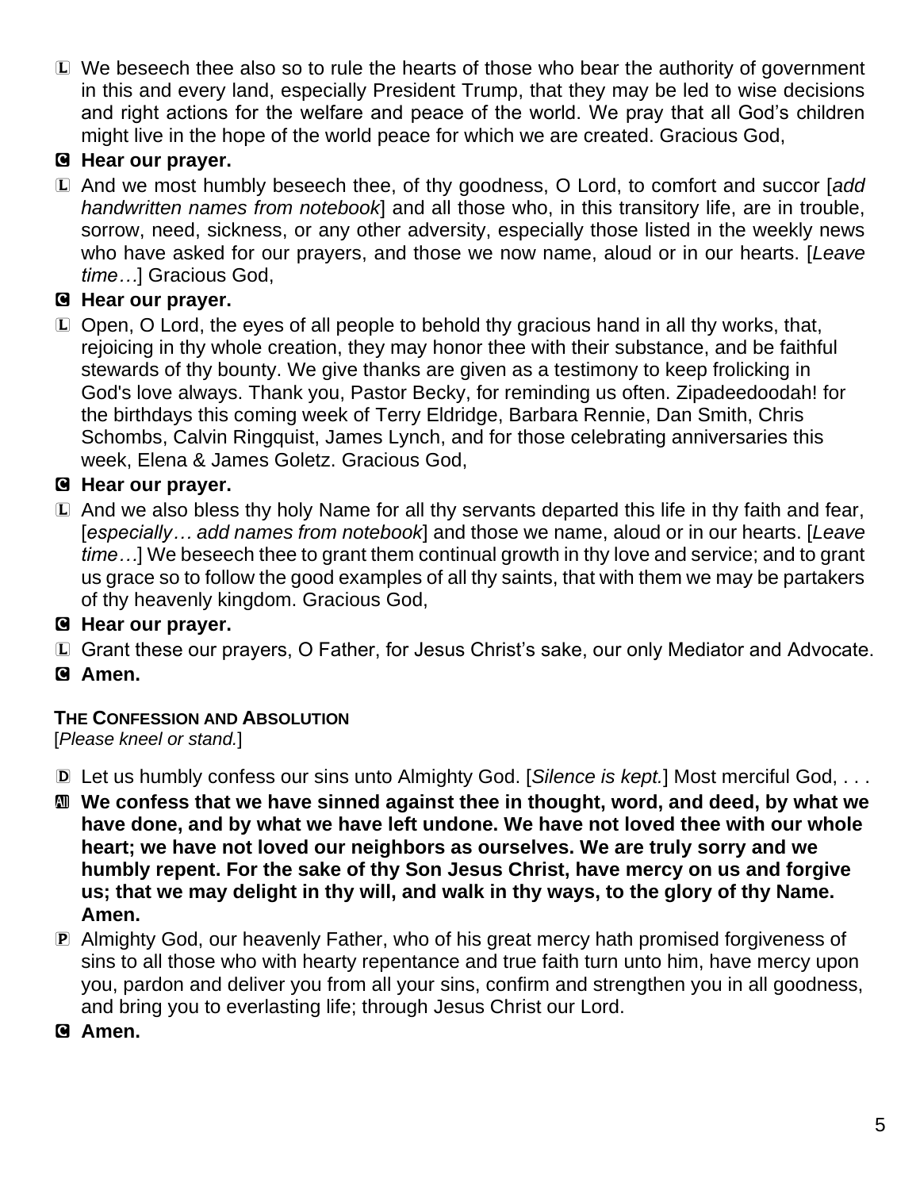L We beseech thee also so to rule the hearts of those who bear the authority of government in this and every land, especially President Trump, that they may be led to wise decisions and right actions for the welfare and peace of the world. We pray that all God's children might live in the hope of the world peace for which we are created. Gracious God,

C **Hear our prayer.**

L And we most humbly beseech thee, of thy goodness, O Lord, to comfort and succor [*add handwritten names from notebook*] and all those who, in this transitory life, are in trouble, sorrow, need, sickness, or any other adversity, especially those listed in the weekly news who have asked for our prayers, and those we now name, aloud or in our hearts. [*Leave time…*] Gracious God,

C **Hear our prayer.**

L Open, O Lord, the eyes of all people to behold thy gracious hand in all thy works, that, rejoicing in thy whole creation, they may honor thee with their substance, and be faithful stewards of thy bounty. We give thanks are given as a testimony to keep frolicking in God's love always. Thank you, Pastor Becky, for reminding us often. Zipadeedoodah! for the birthdays this coming week of Terry Eldridge, Barbara Rennie, Dan Smith, Chris Schombs, Calvin Ringquist, James Lynch, and for those celebrating anniversaries this week, Elena & James Goletz. Gracious God,

C **Hear our prayer.**

L And we also bless thy holy Name for all thy servants departed this life in thy faith and fear, [*especially… add names from notebook*] and those we name, aloud or in our hearts. [*Leave time…*] We beseech thee to grant them continual growth in thy love and service; and to grant us grace so to follow the good examples of all thy saints, that with them we may be partakers of thy heavenly kingdom. Gracious God,

C **Hear our prayer.**

L Grant these our prayers, O Father, for Jesus Christ's sake, our only Mediator and Advocate.

C **Amen.**

**THE CONFESSION AND ABSOLUTION**

[*Please kneel or stand.*]

D Let us humbly confess our sins unto Almighty God. [*Silence is kept.*] Most merciful God, . . .

All **We confess that we have sinned against thee in thought, word, and deed, by what we have done, and by what we have left undone. We have not loved thee with our whole heart; we have not loved our neighbors as ourselves. We are truly sorry and we humbly repent. For the sake of thy Son Jesus Christ, have mercy on us and forgive us; that we may delight in thy will, and walk in thy ways, to the glory of thy Name. Amen.**

P Almighty God, our heavenly Father, who of his great mercy hath promised forgiveness of sins to all those who with hearty repentance and true faith turn unto him, have mercy upon you, pardon and deliver you from all your sins, confirm and strengthen you in all goodness, and bring you to everlasting life; through Jesus Christ our Lord.

C **Amen.**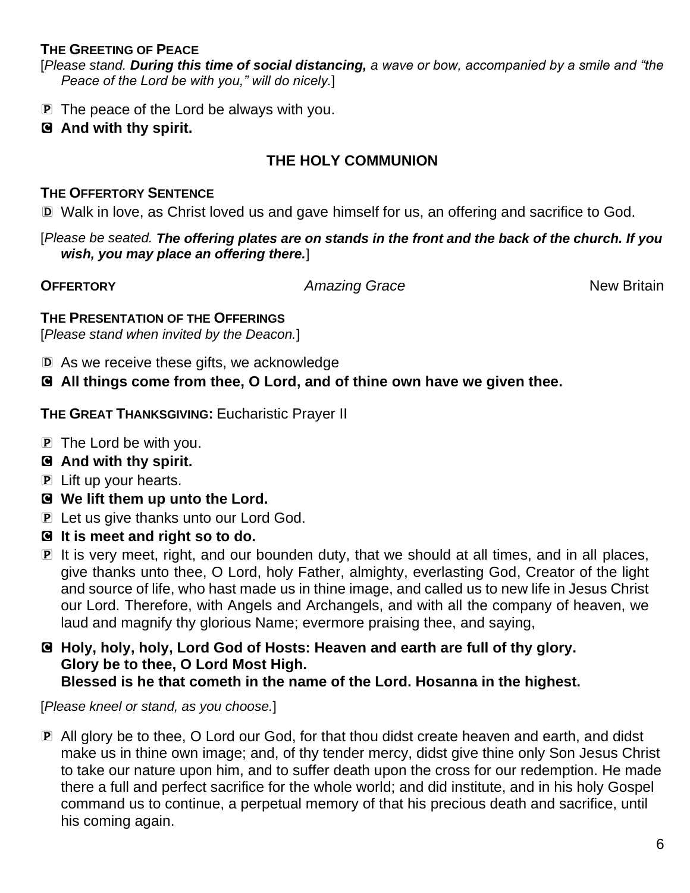**THE GREETING OF PEACE**

[*Please stand. **During this time of social distancing,** a wave or bow, accompanied by a smile and "the Peace of the Lord be with you," will do nicely.*]

P The peace of the Lord be always with you.

**C And with thy spirit.**

## THE HOLY COMMUNION

**THE OFFERTORY SENTENCE**

D Walk in love, as Christ loved us and gave himself for us, an offering and sacrifice to God.

[*Please be seated. **The offering plates are on stands in the front and the back of the church. If you wish, you may place an offering there.***]

**OFFERTORY** *Amazing Grace* New Britain

**THE PRESENTATION OF THE OFFERINGS**

[*Please stand when invited by the Deacon.*]

D As we receive these gifts, we acknowledge

**C All things come from thee, O Lord, and of thine own have we given thee.**

**THE GREAT THANKSGIVING:** Eucharistic Prayer II

P The Lord be with you.

**C And with thy spirit.**

P Lift up your hearts.

**C We lift them up unto the Lord.**

P Let us give thanks unto our Lord God.

**C It is meet and right so to do.**

P It is very meet, right, and our bounden duty, that we should at all times, and in all places, give thanks unto thee, O Lord, holy Father, almighty, everlasting God, Creator of the light and source of life, who hast made us in thine image, and called us to new life in Jesus Christ our Lord. Therefore, with Angels and Archangels, and with all the company of heaven, we laud and magnify thy glorious Name; evermore praising thee, and saying,

**C Holy, holy, holy, Lord God of Hosts: Heaven and earth are full of thy glory.**
**Glory be to thee, O Lord Most High.**
**Blessed is he that cometh in the name of the Lord. Hosanna in the highest.**

[*Please kneel or stand, as you choose.*]

P All glory be to thee, O Lord our God, for that thou didst create heaven and earth, and didst make us in thine own image; and, of thy tender mercy, didst give thine only Son Jesus Christ to take our nature upon him, and to suffer death upon the cross for our redemption. He made there a full and perfect sacrifice for the whole world; and did institute, and in his holy Gospel command us to continue, a perpetual memory of that his precious death and sacrifice, until his coming again.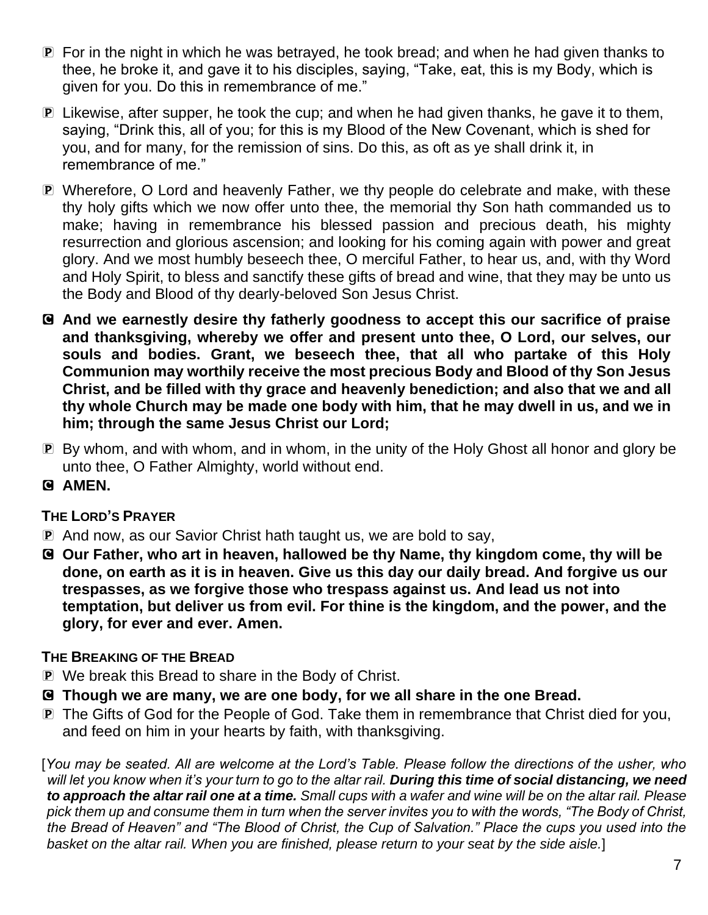P For in the night in which he was betrayed, he took bread; and when he had given thanks to thee, he broke it, and gave it to his disciples, saying, “Take, eat, this is my Body, which is given for you. Do this in remembrance of me.”

P Likewise, after supper, he took the cup; and when he had given thanks, he gave it to them, saying, “Drink this, all of you; for this is my Blood of the New Covenant, which is shed for you, and for many, for the remission of sins. Do this, as oft as ye shall drink it, in remembrance of me.”

P Wherefore, O Lord and heavenly Father, we thy people do celebrate and make, with these thy holy gifts which we now offer unto thee, the memorial thy Son hath commanded us to make; having in remembrance his blessed passion and precious death, his mighty resurrection and glorious ascension; and looking for his coming again with power and great glory. And we most humbly beseech thee, O merciful Father, to hear us, and, with thy Word and Holy Spirit, to bless and sanctify these gifts of bread and wine, that they may be unto us the Body and Blood of thy dearly-beloved Son Jesus Christ.

**C And we earnestly desire thy fatherly goodness to accept this our sacrifice of praise and thanksgiving, whereby we offer and present unto thee, O Lord, our selves, our souls and bodies. Grant, we beseech thee, that all who partake of this Holy Communion may worthily receive the most precious Body and Blood of thy Son Jesus Christ, and be filled with thy grace and heavenly benediction; and also that we and all thy whole Church may be made one body with him, that he may dwell in us, and we in him; through the same Jesus Christ our Lord;**

P By whom, and with whom, and in whom, in the unity of the Holy Ghost all honor and glory be unto thee, O Father Almighty, world without end.

**C AMEN.**

**THE LORD’S PRAYER**

P And now, as our Savior Christ hath taught us, we are bold to say,

**C Our Father, who art in heaven, hallowed be thy Name, thy kingdom come, thy will be done, on earth as it is in heaven. Give us this day our daily bread. And forgive us our trespasses, as we forgive those who trespass against us. And lead us not into temptation, but deliver us from evil. For thine is the kingdom, and the power, and the glory, for ever and ever. Amen.**

**THE BREAKING OF THE BREAD**

P We break this Bread to share in the Body of Christ.

**C Though we are many, we are one body, for we all share in the one Bread.**

P The Gifts of God for the People of God. Take them in remembrance that Christ died for you, and feed on him in your hearts by faith, with thanksgiving.

[*You may be seated. All are welcome at the Lord’s Table. Please follow the directions of the usher, who will let you know when it’s your turn to go to the altar rail.* ***During this time of social distancing, we need to approach the altar rail one at a time.*** *Small cups with a wafer and wine will be on the altar rail. Please pick them up and consume them in turn when the server invites you to with the words, “The Body of Christ, the Bread of Heaven” and “The Blood of Christ, the Cup of Salvation.” Place the cups you used into the basket on the altar rail. When you are finished, please return to your seat by the side aisle.*]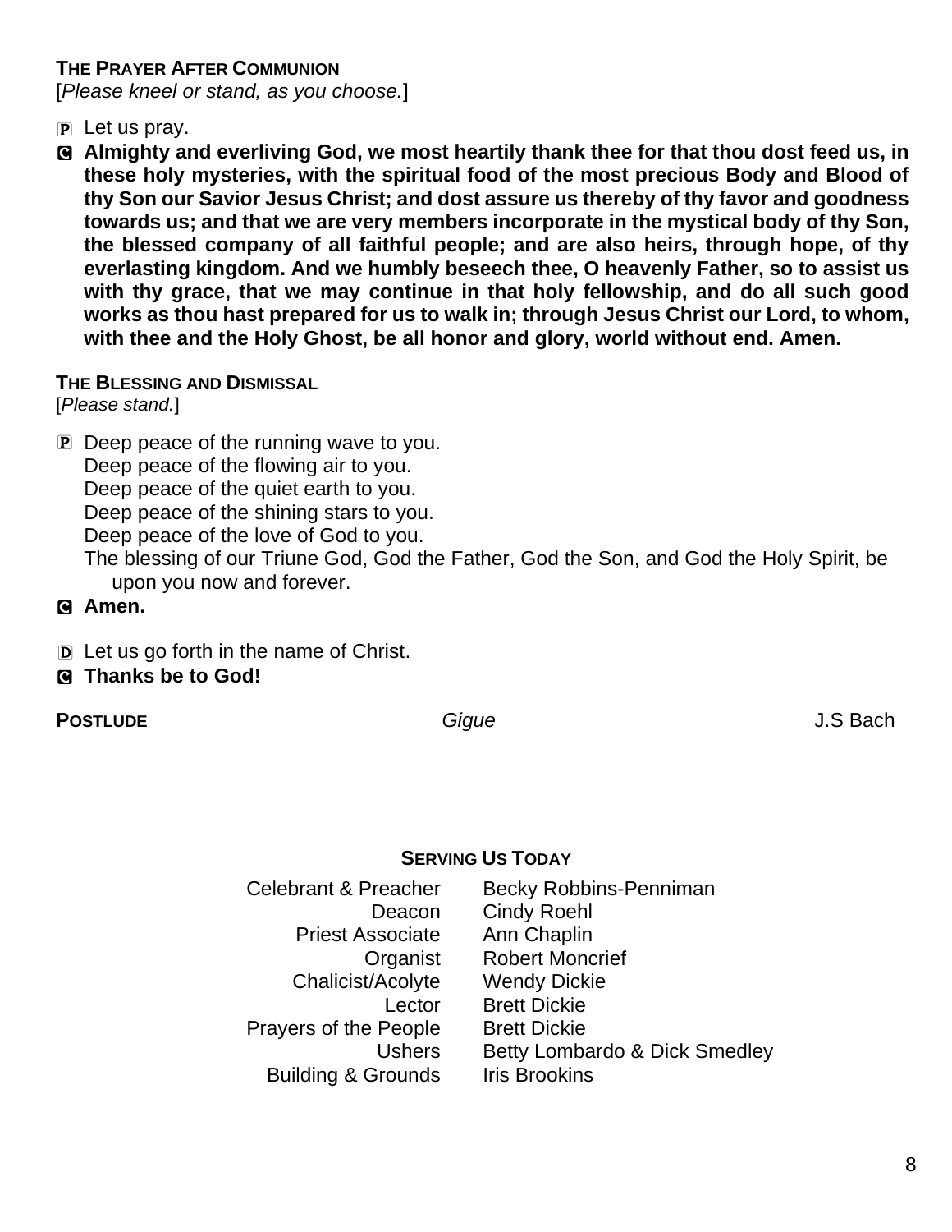**THE PRAYER AFTER COMMUNION**
[*Please kneel or stand, as you choose.*]

P Let us pray.

C **Almighty and everliving God, we most heartily thank thee for that thou dost feed us, in these holy mysteries, with the spiritual food of the most precious Body and Blood of thy Son our Savior Jesus Christ; and dost assure us thereby of thy favor and goodness towards us; and that we are very members incorporate in the mystical body of thy Son, the blessed company of all faithful people; and are also heirs, through hope, of thy everlasting kingdom. And we humbly beseech thee, O heavenly Father, so to assist us with thy grace, that we may continue in that holy fellowship, and do all such good works as thou hast prepared for us to walk in; through Jesus Christ our Lord, to whom, with thee and the Holy Ghost, be all honor and glory, world without end. Amen.**

**THE BLESSING AND DISMISSAL**
[*Please stand.*]

P Deep peace of the running wave to you.
Deep peace of the flowing air to you.
Deep peace of the quiet earth to you.
Deep peace of the shining stars to you.
Deep peace of the love of God to you.
The blessing of our Triune God, God the Father, God the Son, and God the Holy Spirit, be upon you now and forever.

C **Amen.**

D Let us go forth in the name of Christ.

C **Thanks be to God!**

**POSTLUDE** *Gigue* J.S Bach

**SERVING US TODAY**

| | |
|---|---|
| Celebrant & Preacher | Becky Robbins-Penniman |
| Deacon | Cindy Roehl |
| Priest Associate | Ann Chaplin |
| Organist | Robert Moncrief |
| Chalicist/Acolyte | Wendy Dickie |
| Lector | Brett Dickie |
| Prayers of the People | Brett Dickie |
| Ushers | Betty Lombardo & Dick Smedley |
| Building & Grounds | Iris Brookins |